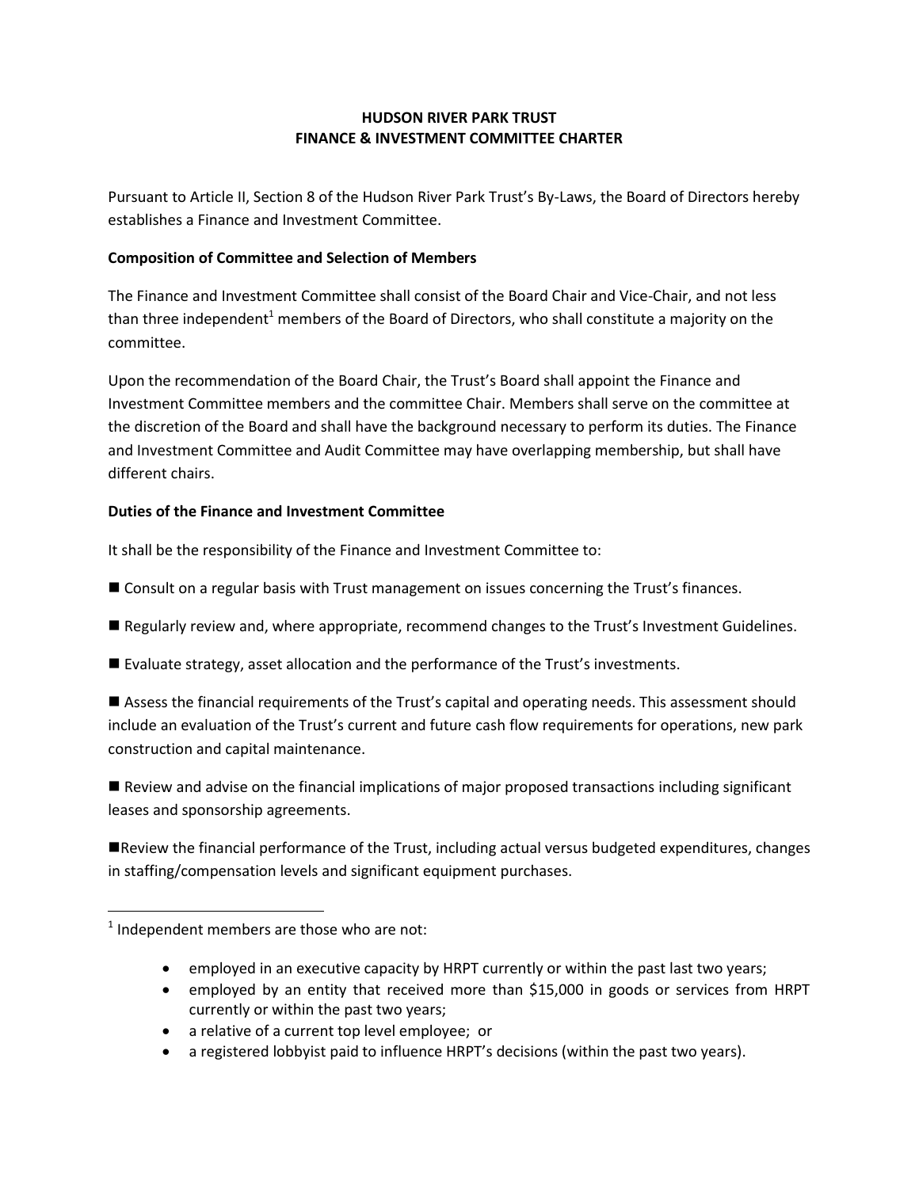# HUDSON RIVER PARK TRUST
# FINANCE & INVESTMENT COMMITTEE CHARTER

Pursuant to Article II, Section 8 of the Hudson River Park Trust's By-Laws, the Board of Directors hereby establishes a Finance and Investment Committee.

**Composition of Committee and Selection of Members**

The Finance and Investment Committee shall consist of the Board Chair and Vice-Chair, and not less than three independent[1] members of the Board of Directors, who shall constitute a majority on the committee.

Upon the recommendation of the Board Chair, the Trust's Board shall appoint the Finance and Investment Committee members and the committee Chair. Members shall serve on the committee at the discretion of the Board and shall have the background necessary to perform its duties. The Finance and Investment Committee and Audit Committee may have overlapping membership, but shall have different chairs.

**Duties of the Finance and Investment Committee**

It shall be the responsibility of the Finance and Investment Committee to:

- Consult on a regular basis with Trust management on issues concerning the Trust's finances.
- Regularly review and, where appropriate, recommend changes to the Trust's Investment Guidelines.
- Evaluate strategy, asset allocation and the performance of the Trust's investments.
- Assess the financial requirements of the Trust's capital and operating needs. This assessment should include an evaluation of the Trust's current and future cash flow requirements for operations, new park construction and capital maintenance.
- Review and advise on the financial implications of major proposed transactions including significant leases and sponsorship agreements.
- Review the financial performance of the Trust, including actual versus budgeted expenditures, changes in staffing/compensation levels and significant equipment purchases.

---

[1] Independent members are those who are not:

- employed in an executive capacity by HRPT currently or within the past last two years;
- employed by an entity that received more than $15,000 in goods or services from HRPT currently or within the past two years;
- a relative of a current top level employee; or
- a registered lobbyist paid to influence HRPT's decisions (within the past two years).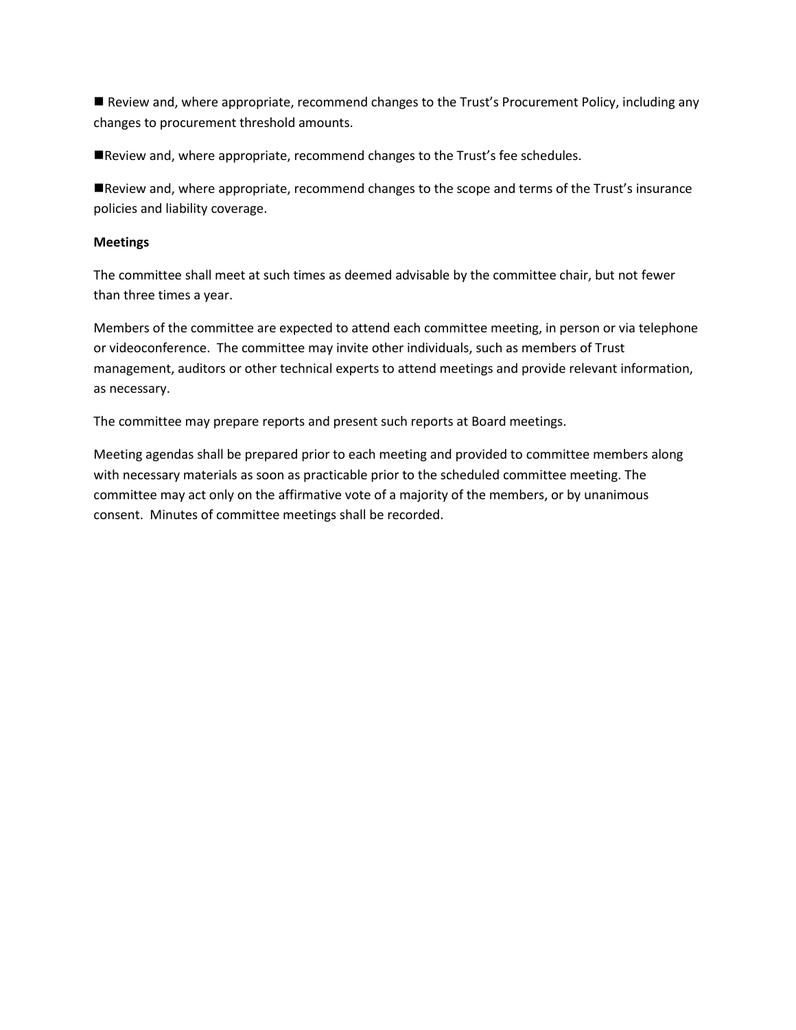- Review and, where appropriate, recommend changes to the Trust's Procurement Policy, including any changes to procurement threshold amounts.
- Review and, where appropriate, recommend changes to the Trust's fee schedules.
- Review and, where appropriate, recommend changes to the scope and terms of the Trust's insurance policies and liability coverage.

**Meetings**

The committee shall meet at such times as deemed advisable by the committee chair, but not fewer than three times a year.

Members of the committee are expected to attend each committee meeting, in person or via telephone or videoconference. The committee may invite other individuals, such as members of Trust management, auditors or other technical experts to attend meetings and provide relevant information, as necessary.

The committee may prepare reports and present such reports at Board meetings.

Meeting agendas shall be prepared prior to each meeting and provided to committee members along with necessary materials as soon as practicable prior to the scheduled committee meeting. The committee may act only on the affirmative vote of a majority of the members, or by unanimous consent. Minutes of committee meetings shall be recorded.